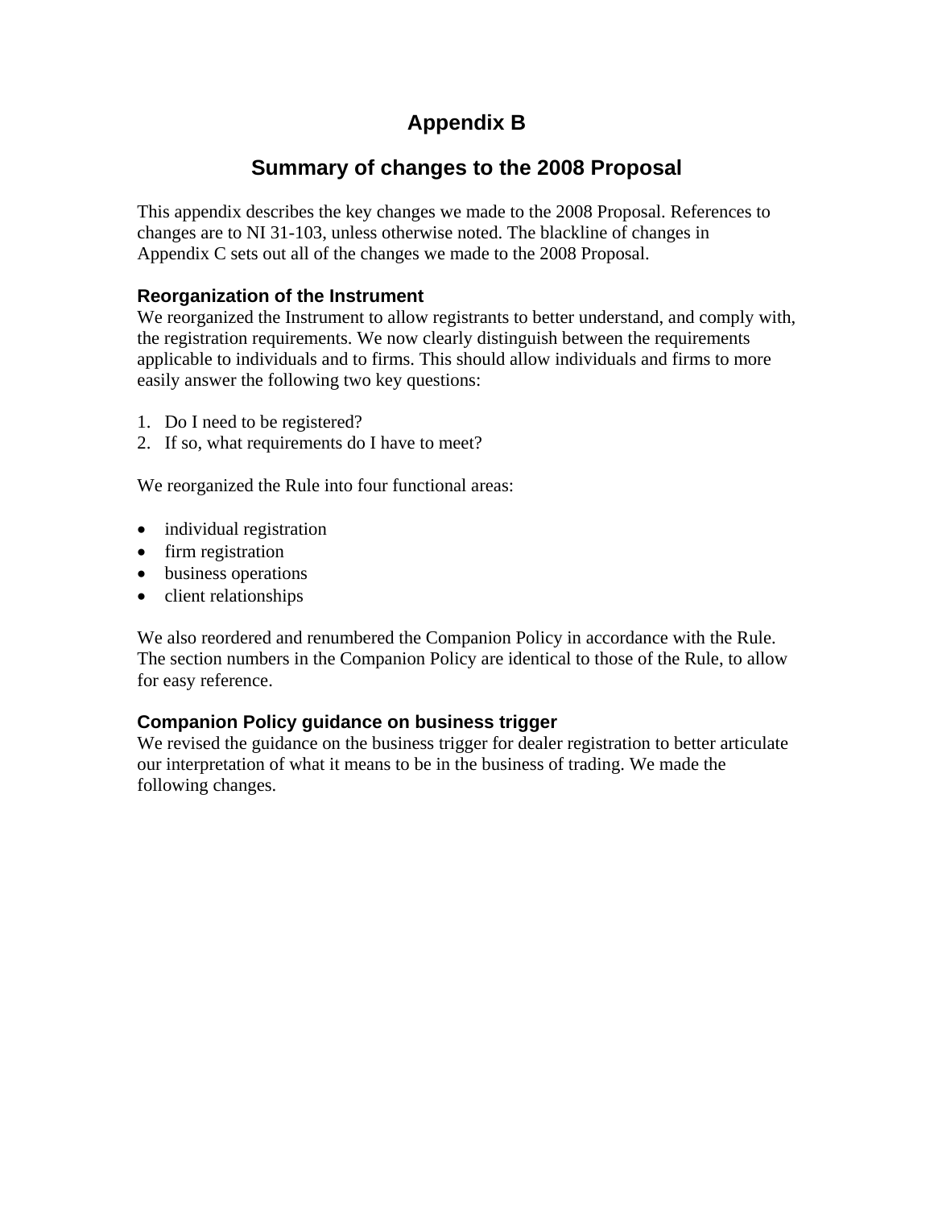# Appendix B

## Summary of changes to the 2008 Proposal

This appendix describes the key changes we made to the 2008 Proposal. References to changes are to NI 31-103, unless otherwise noted. The blackline of changes in Appendix C sets out all of the changes we made to the 2008 Proposal.

### Reorganization of the Instrument

We reorganized the Instrument to allow registrants to better understand, and comply with, the registration requirements. We now clearly distinguish between the requirements applicable to individuals and to firms. This should allow individuals and firms to more easily answer the following two key questions:

1. Do I need to be registered?
2. If so, what requirements do I have to meet?

We reorganized the Rule into four functional areas:

- individual registration
- firm registration
- business operations
- client relationships

We also reordered and renumbered the Companion Policy in accordance with the Rule. The section numbers in the Companion Policy are identical to those of the Rule, to allow for easy reference.

### Companion Policy guidance on business trigger

We revised the guidance on the business trigger for dealer registration to better articulate our interpretation of what it means to be in the business of trading. We made the following changes.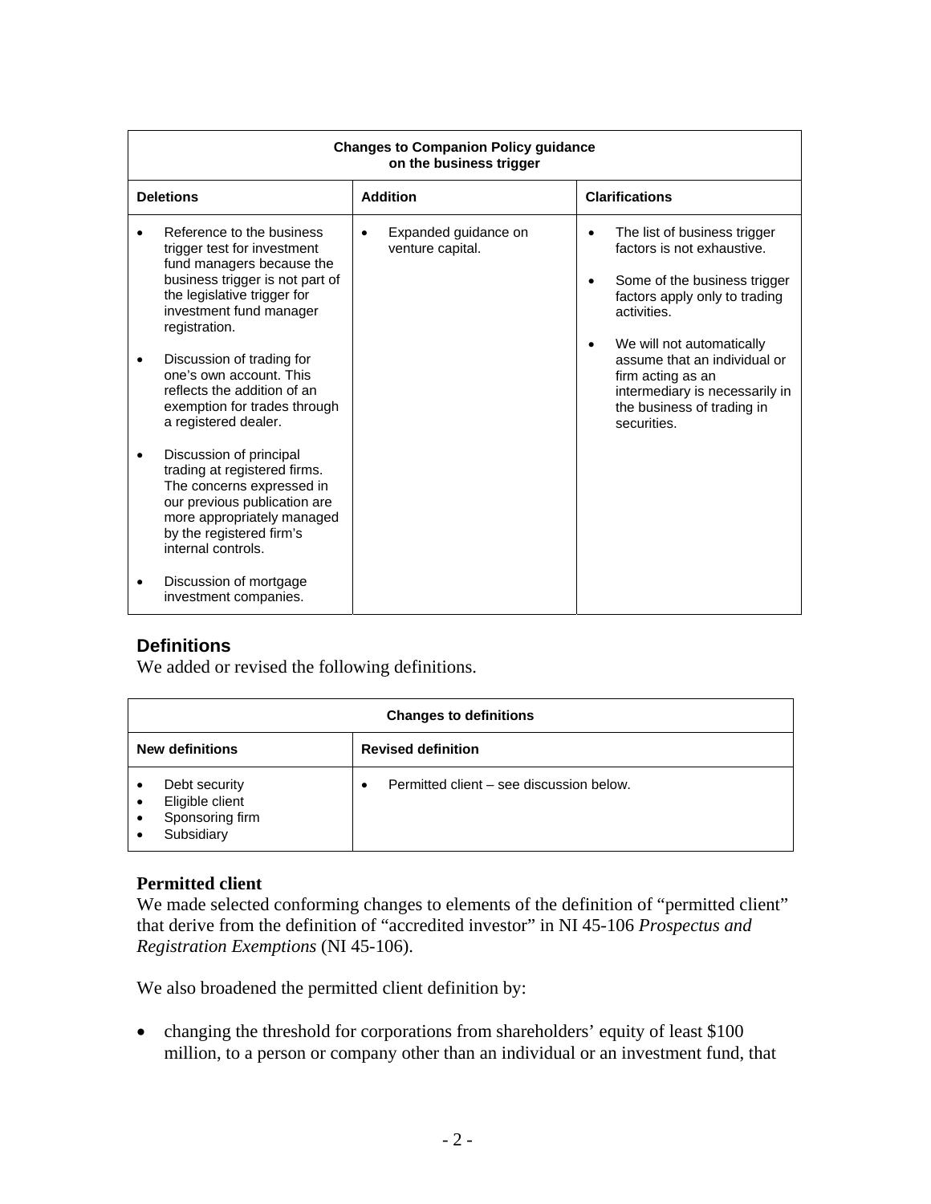| Changes to Companion Policy guidance on the business trigger | | |
|---|---|---|
| **Deletions** | **Addition** | **Clarifications** |
| • Reference to the business trigger test for investment fund managers because the business trigger is not part of the legislative trigger for investment fund manager registration.<br><br>• Discussion of trading for one's own account. This reflects the addition of an exemption for trades through a registered dealer.<br><br>• Discussion of principal trading at registered firms. The concerns expressed in our previous publication are more appropriately managed by the registered firm's internal controls.<br><br>• Discussion of mortgage investment companies. | • Expanded guidance on venture capital. | • The list of business trigger factors is not exhaustive.<br><br>• Some of the business trigger factors apply only to trading activities.<br><br>• We will not automatically assume that an individual or firm acting as an intermediary is necessarily in the business of trading in securities. |

## Definitions

We added or revised the following definitions.

| Changes to definitions | |
|---|---|
| **New definitions** | **Revised definition** |
| • Debt security<br>• Eligible client<br>• Sponsoring firm<br>• Subsidiary | • Permitted client – see discussion below. |

### Permitted client

We made selected conforming changes to elements of the definition of "permitted client" that derive from the definition of "accredited investor" in NI 45-106 *Prospectus and Registration Exemptions* (NI 45-106).

We also broadened the permitted client definition by:

- changing the threshold for corporations from shareholders' equity of least $100 million, to a person or company other than an individual or an investment fund, that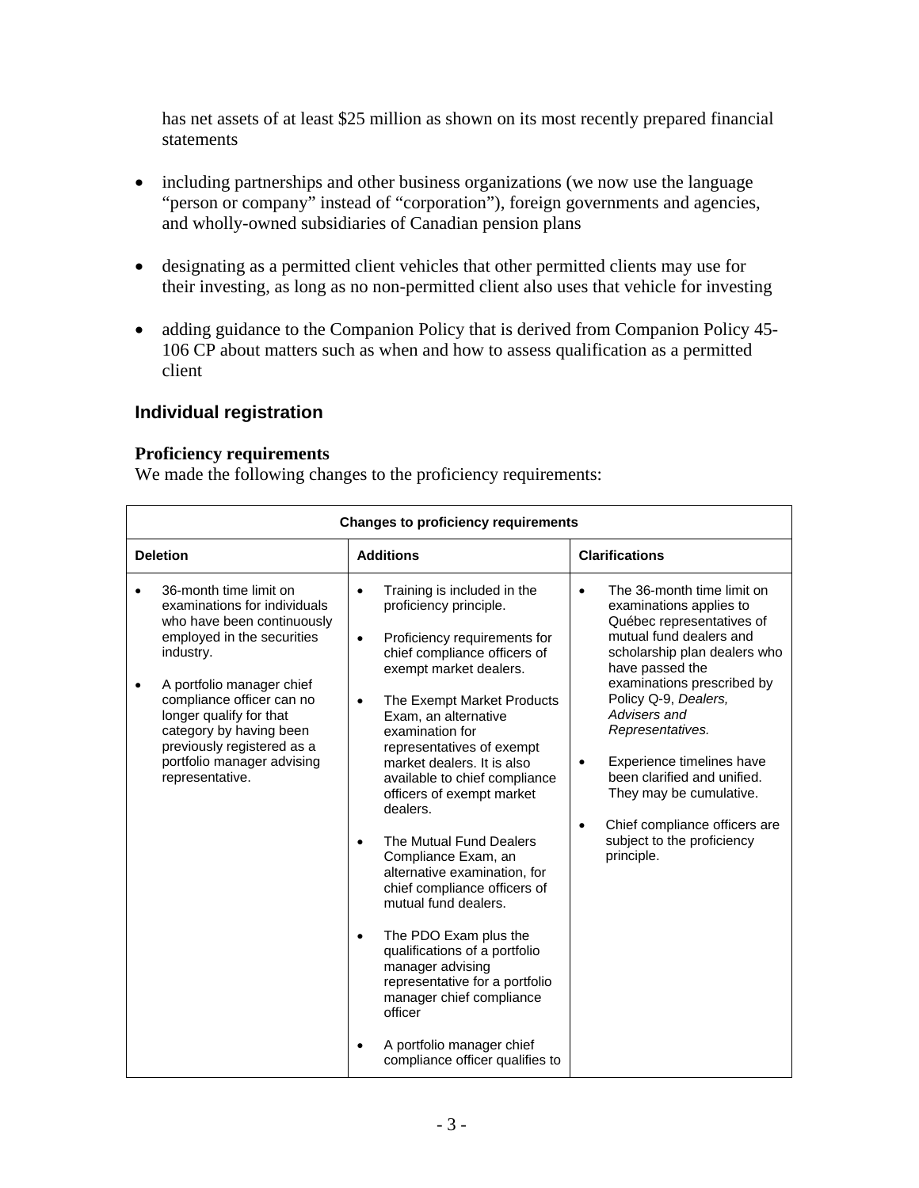has net assets of at least $25 million as shown on its most recently prepared financial statements

- including partnerships and other business organizations (we now use the language "person or company" instead of "corporation"), foreign governments and agencies, and wholly-owned subsidiaries of Canadian pension plans

- designating as a permitted client vehicles that other permitted clients may use for their investing, as long as no non-permitted client also uses that vehicle for investing

- adding guidance to the Companion Policy that is derived from Companion Policy 45-106 CP about matters such as when and how to assess qualification as a permitted client

## Individual registration

### Proficiency requirements

We made the following changes to the proficiency requirements:

| Changes to proficiency requirements | | |
|---|---|---|
| **Deletion** | **Additions** | **Clarifications** |
| • 36-month time limit on examinations for individuals who have been continuously employed in the securities industry.<br><br>• A portfolio manager chief compliance officer can no longer qualify for that category by having been previously registered as a portfolio manager advising representative. | • Training is included in the proficiency principle.<br><br>• Proficiency requirements for chief compliance officers of exempt market dealers.<br><br>• The Exempt Market Products Exam, an alternative examination for representatives of exempt market dealers. It is also available to chief compliance officers of exempt market dealers.<br><br>• The Mutual Fund Dealers Compliance Exam, an alternative examination, for chief compliance officers of mutual fund dealers.<br><br>• The PDO Exam plus the qualifications of a portfolio manager advising representative for a portfolio manager chief compliance officer<br><br>• A portfolio manager chief compliance officer qualifies to | • The 36-month time limit on examinations applies to Québec representatives of mutual fund dealers and scholarship plan dealers who have passed the examinations prescribed by Policy Q-9, *Dealers, Advisers and Representatives.*<br><br>• Experience timelines have been clarified and unified. They may be cumulative.<br><br>• Chief compliance officers are subject to the proficiency principle. |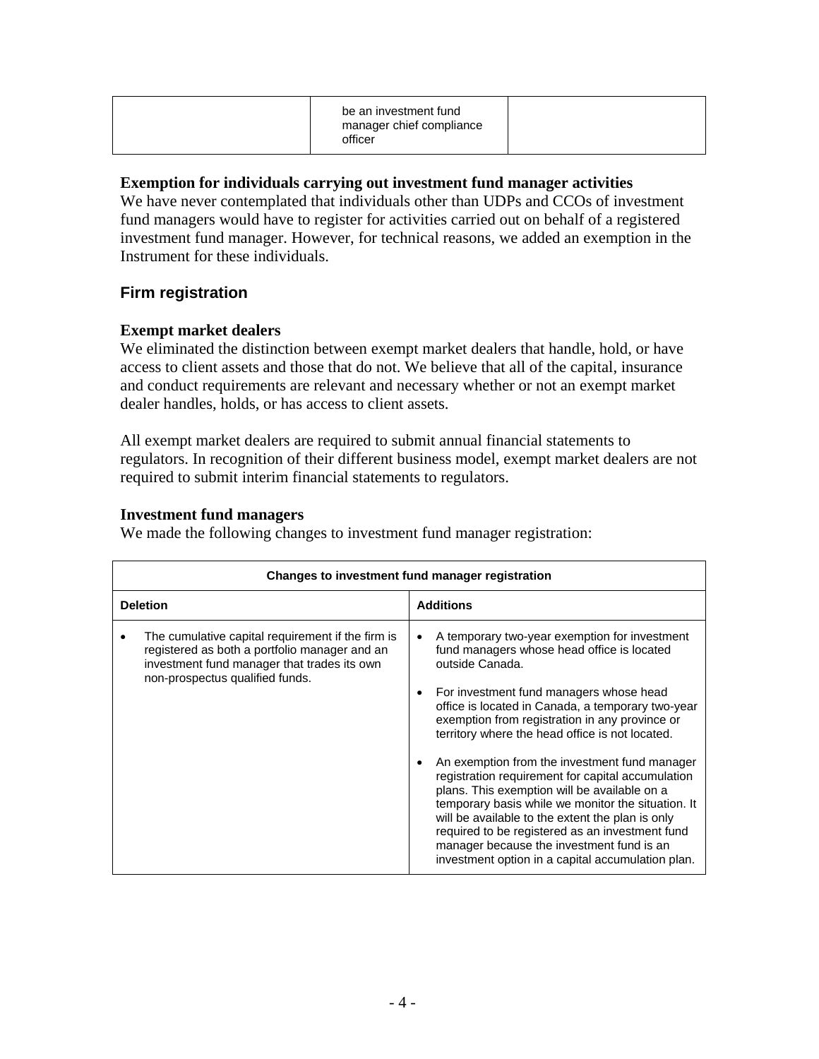| | be an investment fund manager chief compliance officer | |
|---|---|---|

**Exemption for individuals carrying out investment fund manager activities**

We have never contemplated that individuals other than UDPs and CCOs of investment fund managers would have to register for activities carried out on behalf of a registered investment fund manager. However, for technical reasons, we added an exemption in the Instrument for these individuals.

## Firm registration

**Exempt market dealers**

We eliminated the distinction between exempt market dealers that handle, hold, or have access to client assets and those that do not. We believe that all of the capital, insurance and conduct requirements are relevant and necessary whether or not an exempt market dealer handles, holds, or has access to client assets.

All exempt market dealers are required to submit annual financial statements to regulators. In recognition of their different business model, exempt market dealers are not required to submit interim financial statements to regulators.

**Investment fund managers**

We made the following changes to investment fund manager registration:

| **Changes to investment fund manager registration** | |
|---|---|
| **Deletion** | **Additions** |
| • The cumulative capital requirement if the firm is registered as both a portfolio manager and an investment fund manager that trades its own non-prospectus qualified funds. | • A temporary two-year exemption for investment fund managers whose head office is located outside Canada.<br><br>• For investment fund managers whose head office is located in Canada, a temporary two-year exemption from registration in any province or territory where the head office is not located.<br><br>• An exemption from the investment fund manager registration requirement for capital accumulation plans. This exemption will be available on a temporary basis while we monitor the situation. It will be available to the extent the plan is only required to be registered as an investment fund manager because the investment fund is an investment option in a capital accumulation plan. |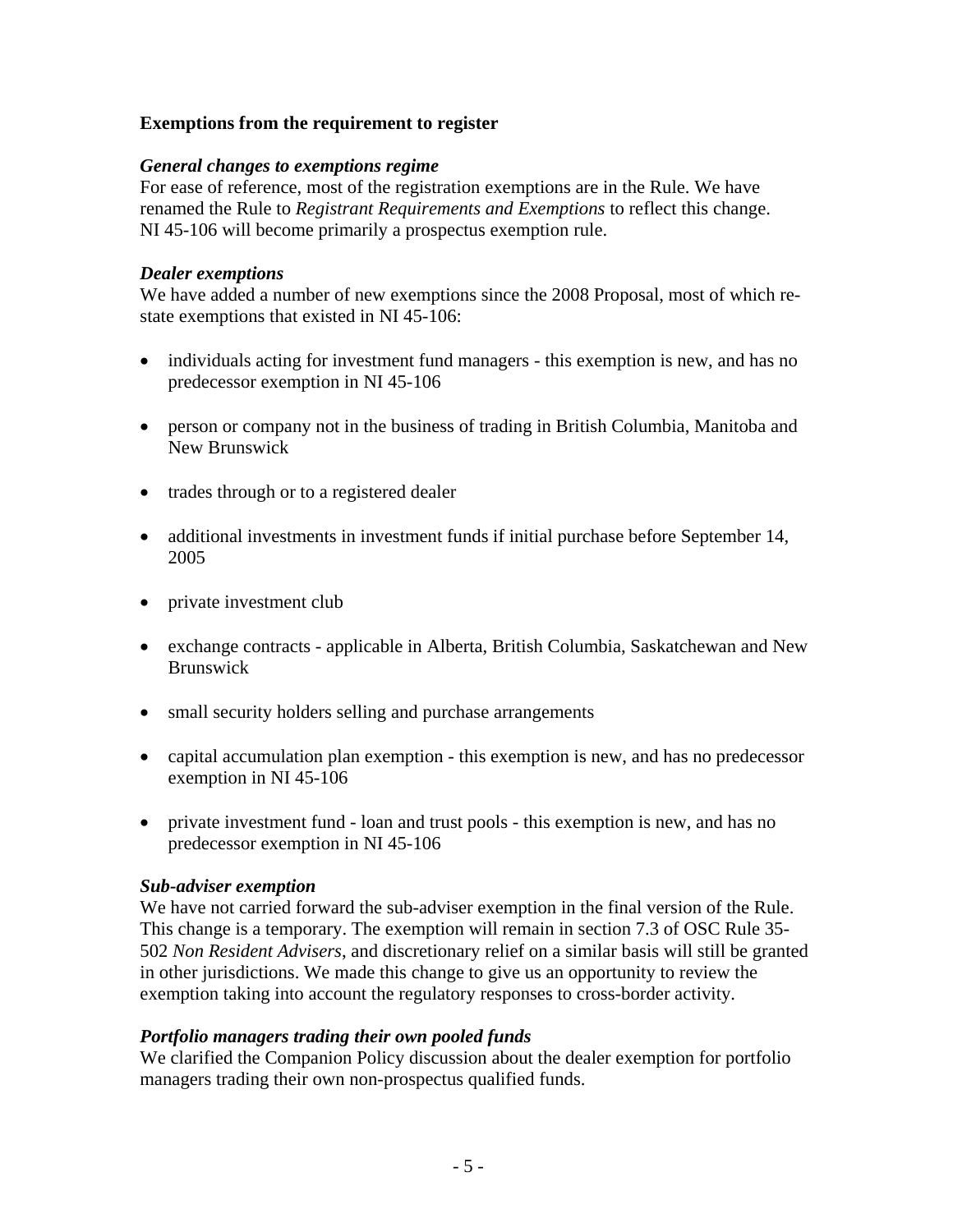**Exemptions from the requirement to register**

***General changes to exemptions regime***
For ease of reference, most of the registration exemptions are in the Rule. We have renamed the Rule to *Registrant Requirements and Exemptions* to reflect this change. NI 45-106 will become primarily a prospectus exemption rule.

***Dealer exemptions***
We have added a number of new exemptions since the 2008 Proposal, most of which re-state exemptions that existed in NI 45-106:

- individuals acting for investment fund managers - this exemption is new, and has no predecessor exemption in NI 45-106
- person or company not in the business of trading in British Columbia, Manitoba and New Brunswick
- trades through or to a registered dealer
- additional investments in investment funds if initial purchase before September 14, 2005
- private investment club
- exchange contracts - applicable in Alberta, British Columbia, Saskatchewan and New Brunswick
- small security holders selling and purchase arrangements
- capital accumulation plan exemption - this exemption is new, and has no predecessor exemption in NI 45-106
- private investment fund - loan and trust pools - this exemption is new, and has no predecessor exemption in NI 45-106

***Sub-adviser exemption***
We have not carried forward the sub-adviser exemption in the final version of the Rule. This change is a temporary. The exemption will remain in section 7.3 of OSC Rule 35-502 *Non Resident Advisers*, and discretionary relief on a similar basis will still be granted in other jurisdictions. We made this change to give us an opportunity to review the exemption taking into account the regulatory responses to cross-border activity.

***Portfolio managers trading their own pooled funds***
We clarified the Companion Policy discussion about the dealer exemption for portfolio managers trading their own non-prospectus qualified funds.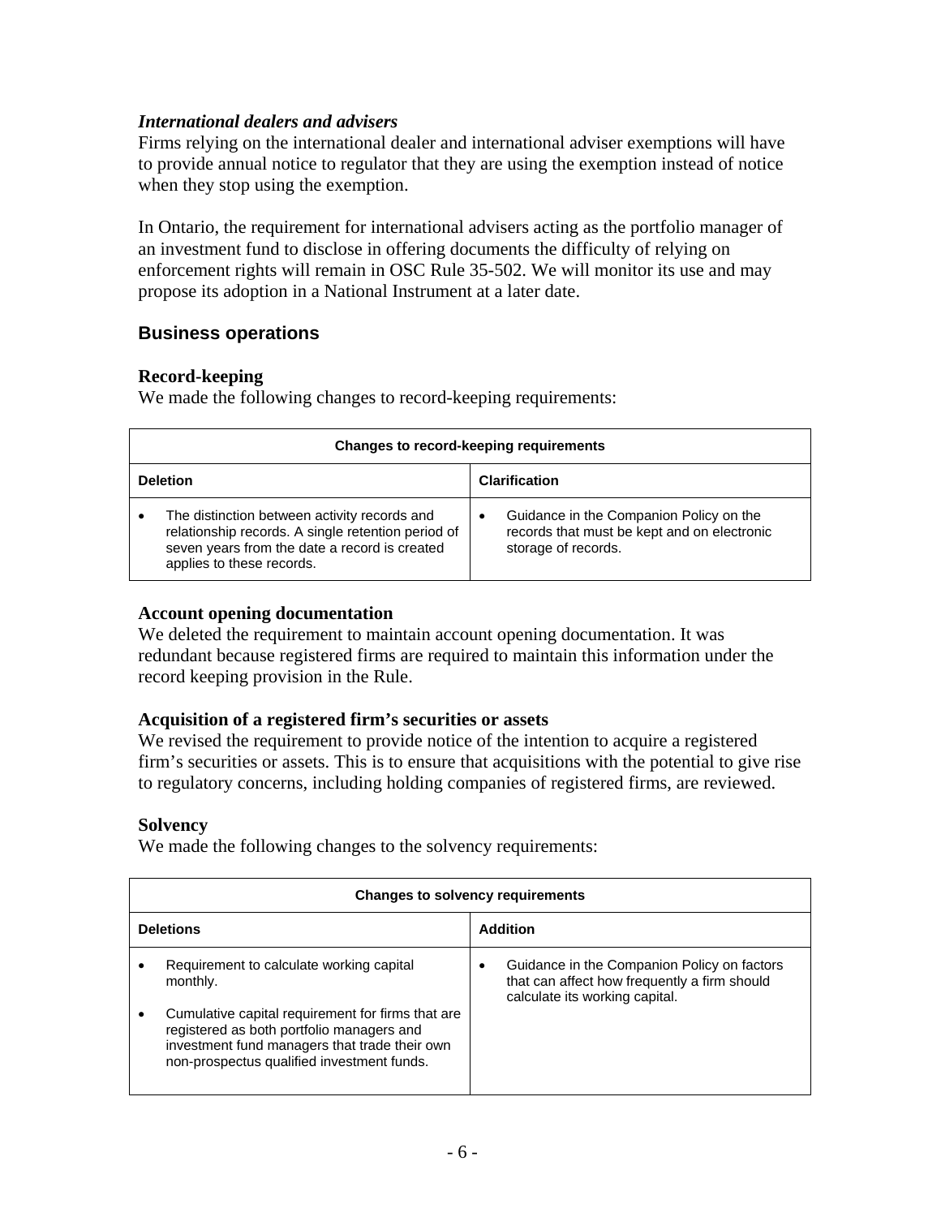*International dealers and advisers*

Firms relying on the international dealer and international adviser exemptions will have to provide annual notice to regulator that they are using the exemption instead of notice when they stop using the exemption.

In Ontario, the requirement for international advisers acting as the portfolio manager of an investment fund to disclose in offering documents the difficulty of relying on enforcement rights will remain in OSC Rule 35-502. We will monitor its use and may propose its adoption in a National Instrument at a later date.

## Business operations

### Record-keeping

We made the following changes to record-keeping requirements:

| Changes to record-keeping requirements | |
|---|---|
| **Deletion** | **Clarification** |
| • The distinction between activity records and relationship records. A single retention period of seven years from the date a record is created applies to these records. | • Guidance in the Companion Policy on the records that must be kept and on electronic storage of records. |

### Account opening documentation

We deleted the requirement to maintain account opening documentation. It was redundant because registered firms are required to maintain this information under the record keeping provision in the Rule.

### Acquisition of a registered firm's securities or assets

We revised the requirement to provide notice of the intention to acquire a registered firm's securities or assets. This is to ensure that acquisitions with the potential to give rise to regulatory concerns, including holding companies of registered firms, are reviewed.

### Solvency

We made the following changes to the solvency requirements:

| Changes to solvency requirements | |
|---|---|
| **Deletions** | **Addition** |
| • Requirement to calculate working capital monthly.<br>• Cumulative capital requirement for firms that are registered as both portfolio managers and investment fund managers that trade their own non-prospectus qualified investment funds. | • Guidance in the Companion Policy on factors that can affect how frequently a firm should calculate its working capital. |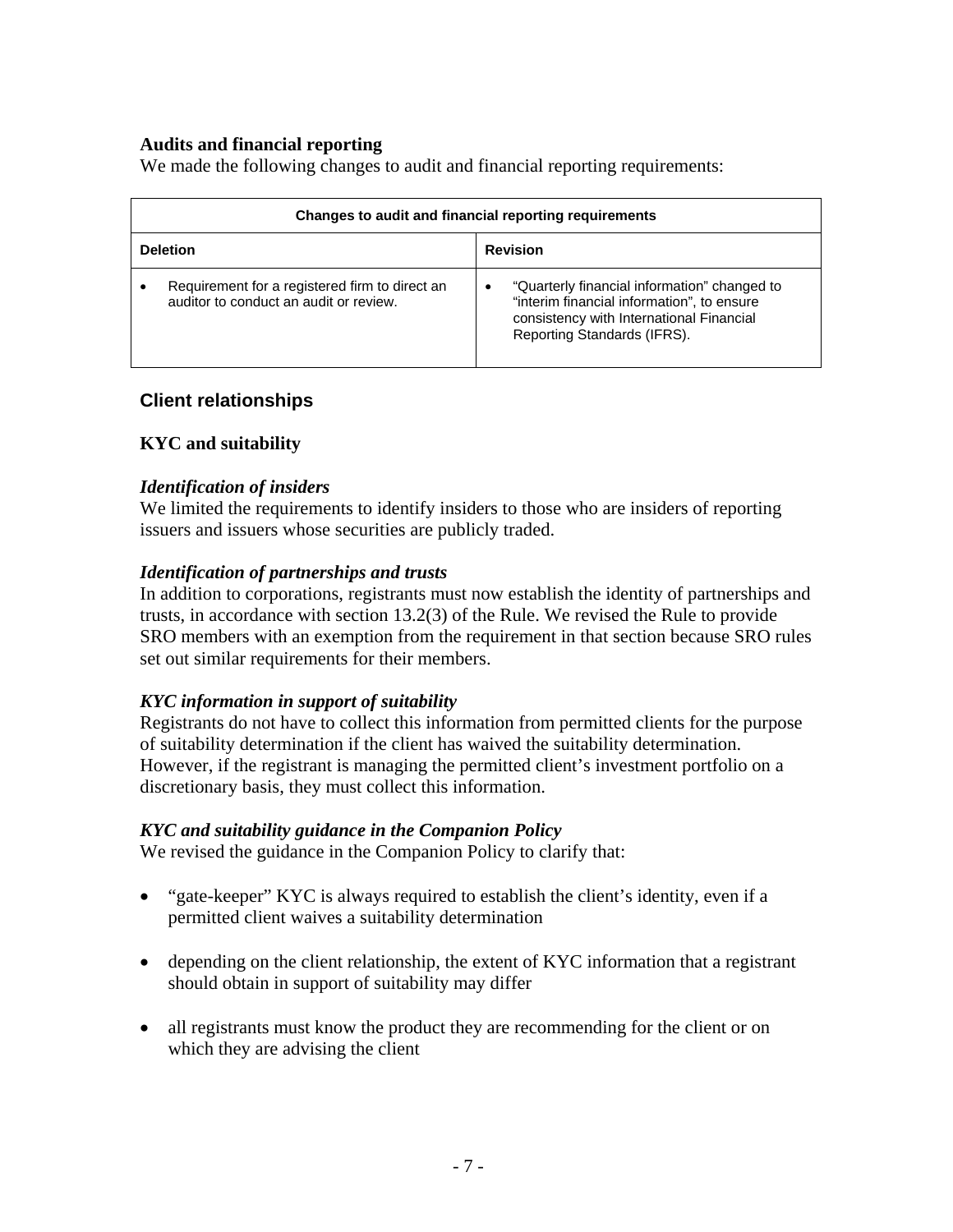### Audits and financial reporting

We made the following changes to audit and financial reporting requirements:

| Changes to audit and financial reporting requirements | |
|---|---|
| **Deletion** | **Revision** |
| • Requirement for a registered firm to direct an auditor to conduct an audit or review. | • "Quarterly financial information" changed to "interim financial information", to ensure consistency with International Financial Reporting Standards (IFRS). |

## Client relationships

### KYC and suitability

#### *Identification of insiders*

We limited the requirements to identify insiders to those who are insiders of reporting issuers and issuers whose securities are publicly traded.

#### *Identification of partnerships and trusts*

In addition to corporations, registrants must now establish the identity of partnerships and trusts, in accordance with section 13.2(3) of the Rule. We revised the Rule to provide SRO members with an exemption from the requirement in that section because SRO rules set out similar requirements for their members.

#### *KYC information in support of suitability*

Registrants do not have to collect this information from permitted clients for the purpose of suitability determination if the client has waived the suitability determination. However, if the registrant is managing the permitted client's investment portfolio on a discretionary basis, they must collect this information.

#### *KYC and suitability guidance in the Companion Policy*

We revised the guidance in the Companion Policy to clarify that:

- "gate-keeper" KYC is always required to establish the client's identity, even if a permitted client waives a suitability determination
- depending on the client relationship, the extent of KYC information that a registrant should obtain in support of suitability may differ
- all registrants must know the product they are recommending for the client or on which they are advising the client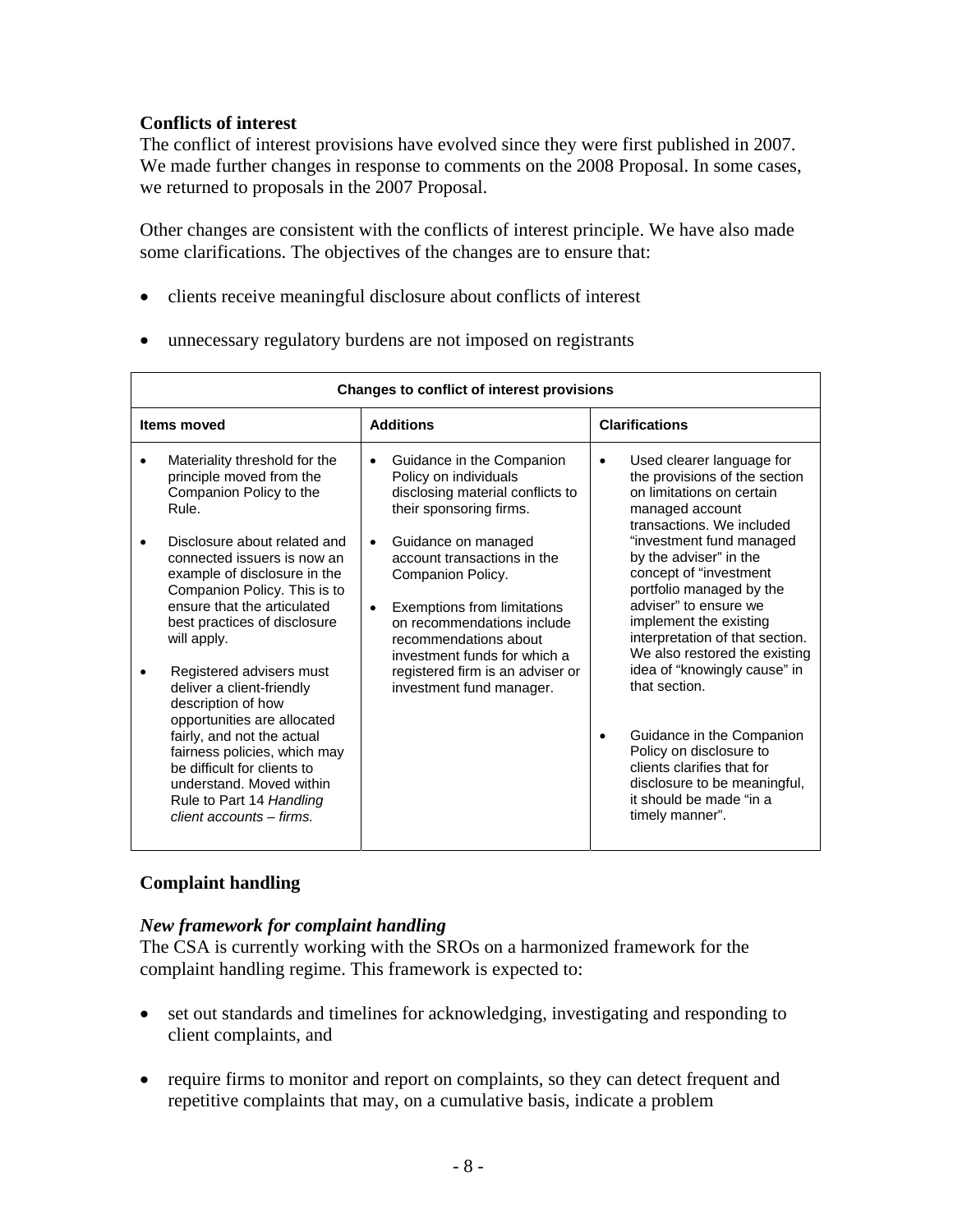**Conflicts of interest**

The conflict of interest provisions have evolved since they were first published in 2007. We made further changes in response to comments on the 2008 Proposal. In some cases, we returned to proposals in the 2007 Proposal.

Other changes are consistent with the conflicts of interest principle. We have also made some clarifications. The objectives of the changes are to ensure that:

- clients receive meaningful disclosure about conflicts of interest
- unnecessary regulatory burdens are not imposed on registrants

| Changes to conflict of interest provisions | | |
|---|---|---|
| **Items moved** | **Additions** | **Clarifications** |
| • Materiality threshold for the principle moved from the Companion Policy to the Rule.<br><br>• Disclosure about related and connected issuers is now an example of disclosure in the Companion Policy. This is to ensure that the articulated best practices of disclosure will apply.<br><br>• Registered advisers must deliver a client-friendly description of how opportunities are allocated fairly, and not the actual fairness policies, which may be difficult for clients to understand. Moved within Rule to Part 14 *Handling client accounts – firms.* | • Guidance in the Companion Policy on individuals disclosing material conflicts to their sponsoring firms.<br><br>• Guidance on managed account transactions in the Companion Policy.<br><br>• Exemptions from limitations on recommendations include recommendations about investment funds for which a registered firm is an adviser or investment fund manager. | • Used clearer language for the provisions of the section on limitations on certain managed account transactions. We included "investment fund managed by the adviser" in the concept of "investment portfolio managed by the adviser" to ensure we implement the existing interpretation of that section. We also restored the existing idea of "knowingly cause" in that section.<br><br>• Guidance in the Companion Policy on disclosure to clients clarifies that for disclosure to be meaningful, it should be made "in a timely manner". |

**Complaint handling**

***New framework for complaint handling***

The CSA is currently working with the SROs on a harmonized framework for the complaint handling regime. This framework is expected to:

- set out standards and timelines for acknowledging, investigating and responding to client complaints, and
- require firms to monitor and report on complaints, so they can detect frequent and repetitive complaints that may, on a cumulative basis, indicate a problem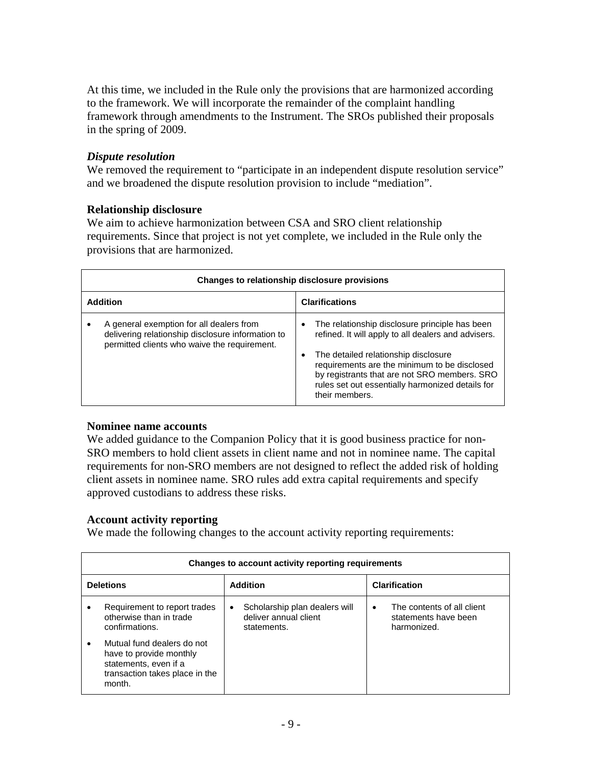At this time, we included in the Rule only the provisions that are harmonized according to the framework. We will incorporate the remainder of the complaint handling framework through amendments to the Instrument. The SROs published their proposals in the spring of 2009.

### *Dispute resolution*

We removed the requirement to "participate in an independent dispute resolution service" and we broadened the dispute resolution provision to include "mediation".

### Relationship disclosure

We aim to achieve harmonization between CSA and SRO client relationship requirements. Since that project is not yet complete, we included in the Rule only the provisions that are harmonized.

| Changes to relationship disclosure provisions | |
|---|---|
| **Addition** | **Clarifications** |
| • A general exemption for all dealers from delivering relationship disclosure information to permitted clients who waive the requirement. | • The relationship disclosure principle has been refined. It will apply to all dealers and advisers.<br>• The detailed relationship disclosure requirements are the minimum to be disclosed by registrants that are not SRO members. SRO rules set out essentially harmonized details for their members. |

### Nominee name accounts

We added guidance to the Companion Policy that it is good business practice for non-SRO members to hold client assets in client name and not in nominee name. The capital requirements for non-SRO members are not designed to reflect the added risk of holding client assets in nominee name. SRO rules add extra capital requirements and specify approved custodians to address these risks.

### Account activity reporting

We made the following changes to the account activity reporting requirements:

| Changes to account activity reporting requirements | | |
|---|---|---|
| **Deletions** | **Addition** | **Clarification** |
| • Requirement to report trades otherwise than in trade confirmations.<br>• Mutual fund dealers do not have to provide monthly statements, even if a transaction takes place in the month. | • Scholarship plan dealers will deliver annual client statements. | • The contents of all client statements have been harmonized. |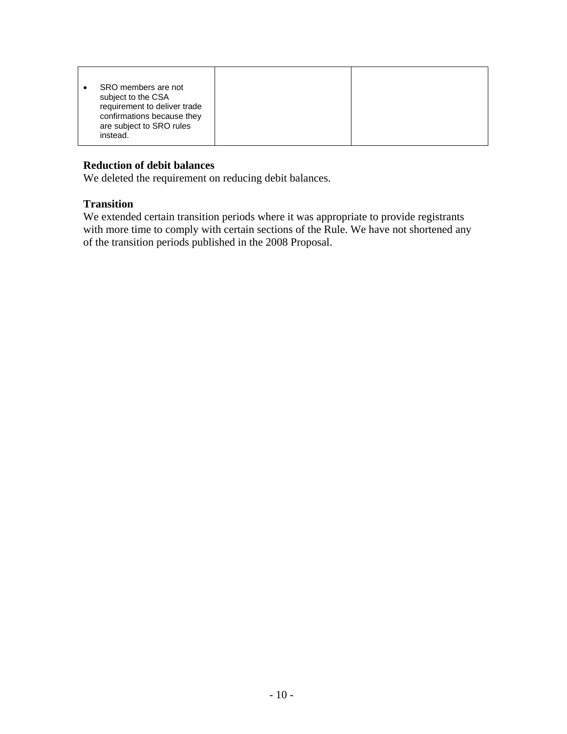| | | |
|---|---|---|
| • SRO members are not subject to the CSA requirement to deliver trade confirmations because they are subject to SRO rules instead. | | |

**Reduction of debit balances**
We deleted the requirement on reducing debit balances.

**Transition**
We extended certain transition periods where it was appropriate to provide registrants with more time to comply with certain sections of the Rule. We have not shortened any of the transition periods published in the 2008 Proposal.